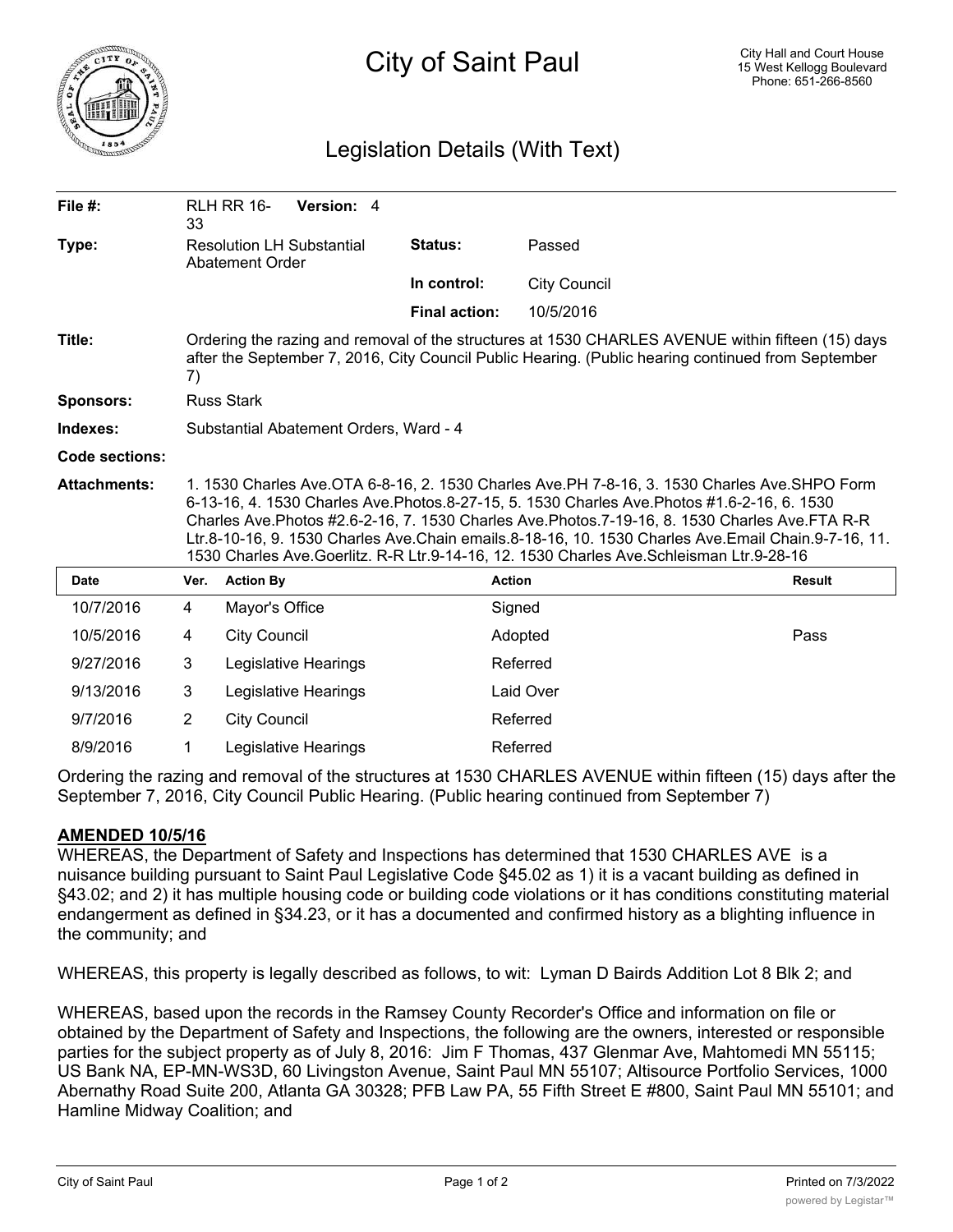# City of Saint Paul

City Hall and Court House
15 West Kellogg Boulevard
Phone: 651-266-8560

## Legislation Details (With Text)

| | | | |
|---|---|---|---|
| **File #:** | RLH RR 16-33 **Version:** 4 | | |
| **Type:** | Resolution LH Substantial Abatement Order | **Status:** | Passed |
| | | **In control:** | City Council |
| | | **Final action:** | 10/5/2016 |
| **Title:** | Ordering the razing and removal of the structures at 1530 CHARLES AVENUE within fifteen (15) days after the September 7, 2016, City Council Public Hearing. (Public hearing continued from September 7) | | |
| **Sponsors:** | Russ Stark | | |
| **Indexes:** | Substantial Abatement Orders, Ward - 4 | | |
| **Code sections:** | | | |
| **Attachments:** | 1. 1530 Charles Ave.OTA 6-8-16, 2. 1530 Charles Ave.PH 7-8-16, 3. 1530 Charles Ave.SHPO Form 6-13-16, 4. 1530 Charles Ave.Photos.8-27-15, 5. 1530 Charles Ave.Photos #1.6-2-16, 6. 1530 Charles Ave.Photos #2.6-2-16, 7. 1530 Charles Ave.Photos.7-19-16, 8. 1530 Charles Ave.FTA R-R Ltr.8-10-16, 9. 1530 Charles Ave.Chain emails.8-18-16, 10. 1530 Charles Ave.Email Chain.9-7-16, 11. 1530 Charles Ave.Goerlitz. R-R Ltr.9-14-16, 12. 1530 Charles Ave.Schleisman Ltr.9-28-16 | | |

| Date | Ver. | Action By | Action | Result |
|---|---|---|---|---|
| 10/7/2016 | 4 | Mayor's Office | Signed | |
| 10/5/2016 | 4 | City Council | Adopted | Pass |
| 9/27/2016 | 3 | Legislative Hearings | Referred | |
| 9/13/2016 | 3 | Legislative Hearings | Laid Over | |
| 9/7/2016 | 2 | City Council | Referred | |
| 8/9/2016 | 1 | Legislative Hearings | Referred | |

Ordering the razing and removal of the structures at 1530 CHARLES AVENUE within fifteen (15) days after the September 7, 2016, City Council Public Hearing. (Public hearing continued from September 7)

**AMENDED 10/5/16**

WHEREAS, the Department of Safety and Inspections has determined that 1530 CHARLES AVE is a nuisance building pursuant to Saint Paul Legislative Code §45.02 as 1) it is a vacant building as defined in §43.02; and 2) it has multiple housing code or building code violations or it has conditions constituting material endangerment as defined in §34.23, or it has a documented and confirmed history as a blighting influence in the community; and

WHEREAS, this property is legally described as follows, to wit: Lyman D Bairds Addition Lot 8 Blk 2; and

WHEREAS, based upon the records in the Ramsey County Recorder's Office and information on file or obtained by the Department of Safety and Inspections, the following are the owners, interested or responsible parties for the subject property as of July 8, 2016: Jim F Thomas, 437 Glenmar Ave, Mahtomedi MN 55115; US Bank NA, EP-MN-WS3D, 60 Livingston Avenue, Saint Paul MN 55107; Altisource Portfolio Services, 1000 Abernathy Road Suite 200, Atlanta GA 30328; PFB Law PA, 55 Fifth Street E #800, Saint Paul MN 55101; and Hamline Midway Coalition; and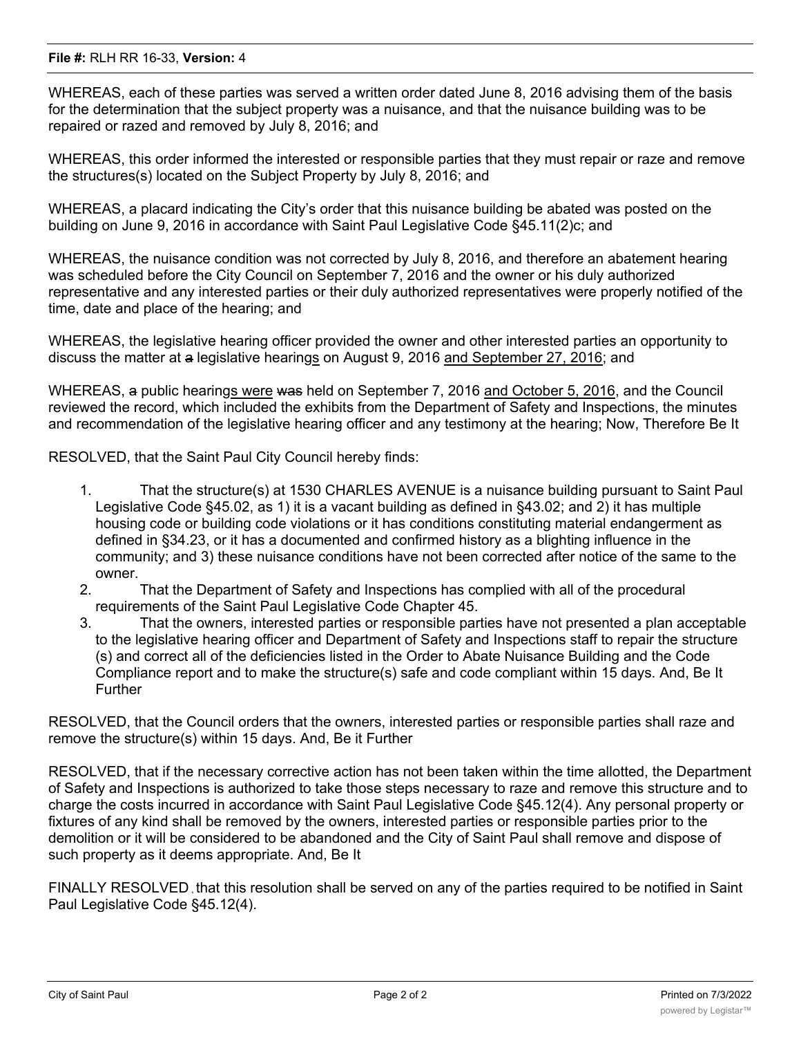WHEREAS, each of these parties was served a written order dated June 8, 2016 advising them of the basis for the determination that the subject property was a nuisance, and that the nuisance building was to be repaired or razed and removed by July 8, 2016; and

WHEREAS, this order informed the interested or responsible parties that they must repair or raze and remove the structures(s) located on the Subject Property by July 8, 2016; and

WHEREAS, a placard indicating the City's order that this nuisance building be abated was posted on the building on June 9, 2016 in accordance with Saint Paul Legislative Code §45.11(2)c; and

WHEREAS, the nuisance condition was not corrected by July 8, 2016, and therefore an abatement hearing was scheduled before the City Council on September 7, 2016 and the owner or his duly authorized representative and any interested parties or their duly authorized representatives were properly notified of the time, date and place of the hearing; and

WHEREAS, the legislative hearing officer provided the owner and other interested parties an opportunity to discuss the matter at ~~a~~ legislative hearing<u>s</u> on August 9, 2016 <u>and September 27, 2016</u>; and

WHEREAS, ~~a~~ public hearing<u>s were</u> ~~was~~ held on September 7, 2016 <u>and October 5, 2016</u>, and the Council reviewed the record, which included the exhibits from the Department of Safety and Inspections, the minutes and recommendation of the legislative hearing officer and any testimony at the hearing; Now, Therefore Be It

RESOLVED, that the Saint Paul City Council hereby finds:

1. That the structure(s) at 1530 CHARLES AVENUE is a nuisance building pursuant to Saint Paul Legislative Code §45.02, as 1) it is a vacant building as defined in §43.02; and 2) it has multiple housing code or building code violations or it has conditions constituting material endangerment as defined in §34.23, or it has a documented and confirmed history as a blighting influence in the community; and 3) these nuisance conditions have not been corrected after notice of the same to the owner.
2. That the Department of Safety and Inspections has complied with all of the procedural requirements of the Saint Paul Legislative Code Chapter 45.
3. That the owners, interested parties or responsible parties have not presented a plan acceptable to the legislative hearing officer and Department of Safety and Inspections staff to repair the structure (s) and correct all of the deficiencies listed in the Order to Abate Nuisance Building and the Code Compliance report and to make the structure(s) safe and code compliant within 15 days. And, Be It Further

RESOLVED, that the Council orders that the owners, interested parties or responsible parties shall raze and remove the structure(s) within 15 days. And, Be it Further

RESOLVED, that if the necessary corrective action has not been taken within the time allotted, the Department of Safety and Inspections is authorized to take those steps necessary to raze and remove this structure and to charge the costs incurred in accordance with Saint Paul Legislative Code §45.12(4). Any personal property or fixtures of any kind shall be removed by the owners, interested parties or responsible parties prior to the demolition or it will be considered to be abandoned and the City of Saint Paul shall remove and dispose of such property as it deems appropriate. And, Be It

FINALLY RESOLVED, that this resolution shall be served on any of the parties required to be notified in Saint Paul Legislative Code §45.12(4).